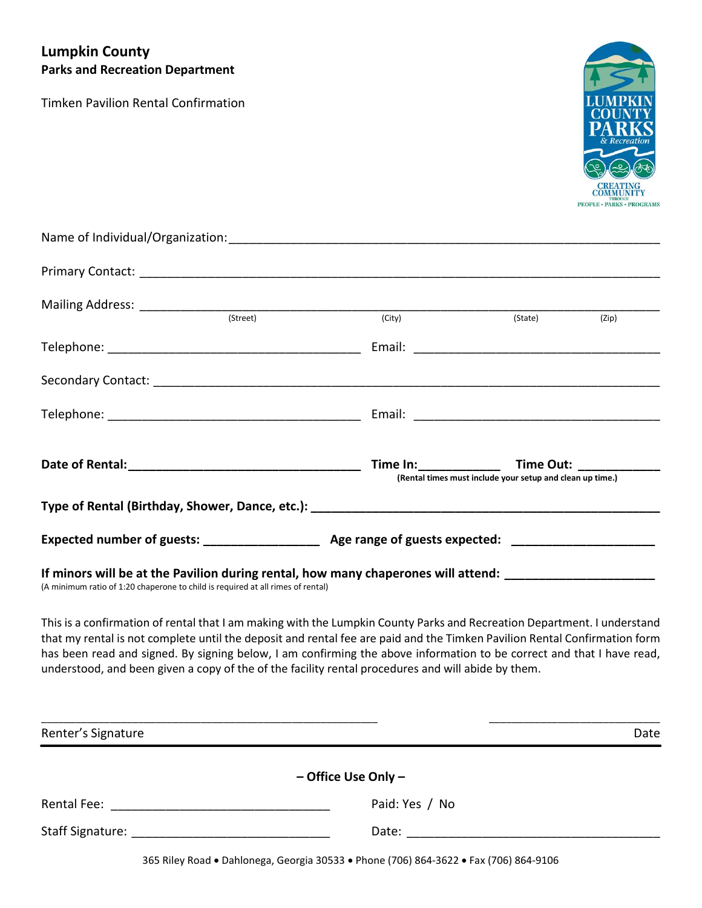**Lumpkin County**
**Parks and Recreation Department**

Timken Pavilion Rental Confirmation

Name of Individual/Organization: ___________________________________________

Primary Contact: ___________________________________________

Mailing Address: ___________________________________________
(Street) (City) (State) (Zip)

Telephone: ______________________ Email: ______________________

Secondary Contact: ___________________________________________

Telephone: ______________________ Email: ______________________

**Date of Rental:** ______________________ **Time In:** __________ **Time Out:** __________
**(Rental times must include your setup and clean up time.)**

**Type of Rental (Birthday, Shower, Dance, etc.):** ___________________________________________

**Expected number of guests:** ______________ **Age range of guests expected:** ______________

**If minors will be at the Pavilion during rental, how many chaperones will attend:** ______________
(A minimum ratio of 1:20 chaperone to child is required at all rimes of rental)

This is a confirmation of rental that I am making with the Lumpkin County Parks and Recreation Department. I understand that my rental is not complete until the deposit and rental fee are paid and the Timken Pavilion Rental Confirmation form has been read and signed. By signing below, I am confirming the above information to be correct and that I have read, understood, and been given a copy of the of the facility rental procedures and will abide by them.

___________________________________________ ______________________
Renter's Signature Date

**– Office Use Only –**

Rental Fee: ______________________ Paid: Yes / No

Staff Signature: ______________________ Date: ______________________

365 Riley Road • Dahlonega, Georgia 30533 • Phone (706) 864-3622 • Fax (706) 864-9106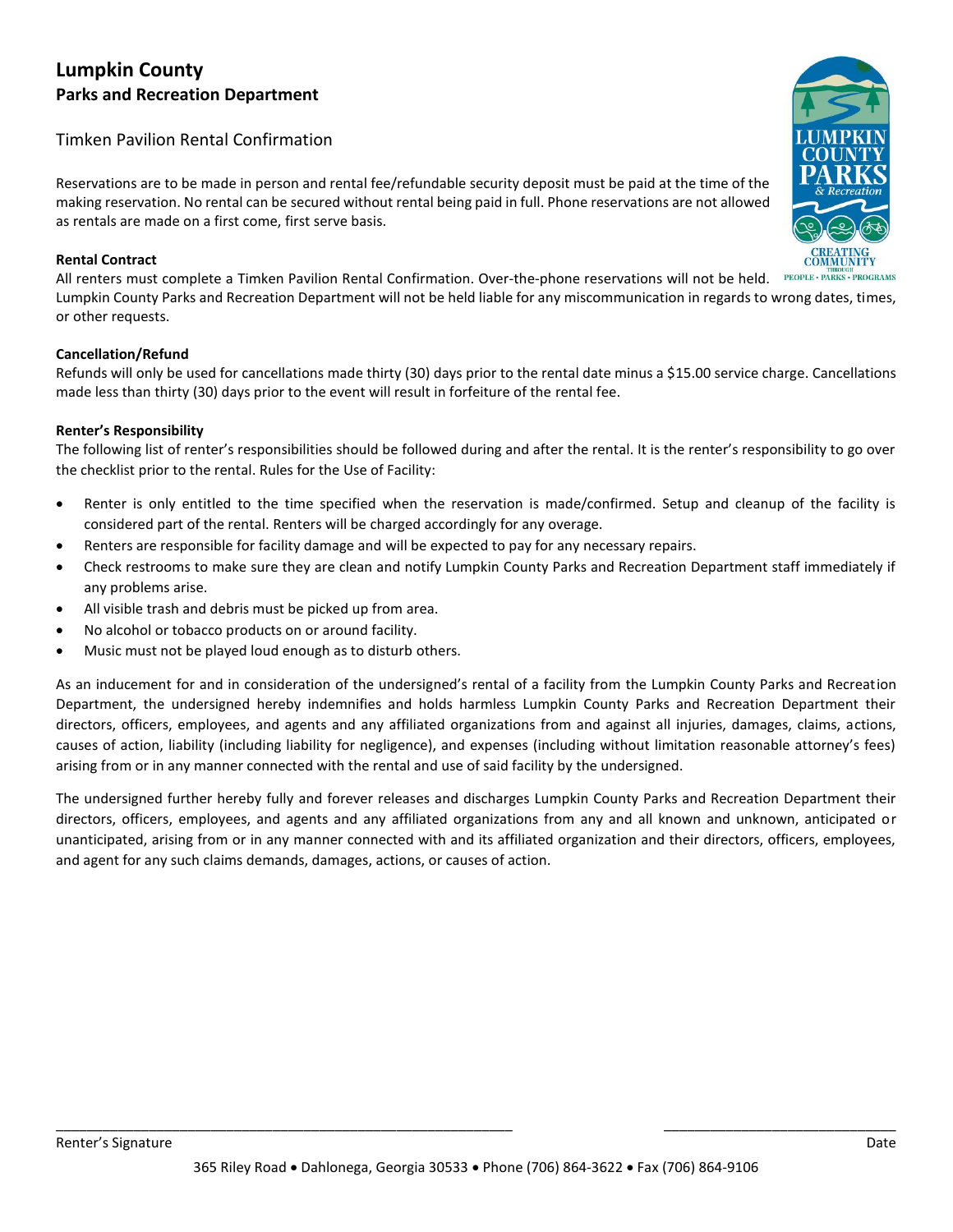# Lumpkin County
## Parks and Recreation Department

Timken Pavilion Rental Confirmation

Reservations are to be made in person and rental fee/refundable security deposit must be paid at the time of the making reservation. No rental can be secured without rental being paid in full. Phone reservations are not allowed as rentals are made on a first come, first serve basis.

**Rental Contract**

All renters must complete a Timken Pavilion Rental Confirmation. Over-the-phone reservations will not be held. Lumpkin County Parks and Recreation Department will not be held liable for any miscommunication in regards to wrong dates, times, or other requests.

**Cancellation/Refund**

Refunds will only be used for cancellations made thirty (30) days prior to the rental date minus a $15.00 service charge. Cancellations made less than thirty (30) days prior to the event will result in forfeiture of the rental fee.

**Renter's Responsibility**

The following list of renter's responsibilities should be followed during and after the rental. It is the renter's responsibility to go over the checklist prior to the rental. Rules for the Use of Facility:

- Renter is only entitled to the time specified when the reservation is made/confirmed. Setup and cleanup of the facility is considered part of the rental. Renters will be charged accordingly for any overage.
- Renters are responsible for facility damage and will be expected to pay for any necessary repairs.
- Check restrooms to make sure they are clean and notify Lumpkin County Parks and Recreation Department staff immediately if any problems arise.
- All visible trash and debris must be picked up from area.
- No alcohol or tobacco products on or around facility.
- Music must not be played loud enough as to disturb others.

As an inducement for and in consideration of the undersigned's rental of a facility from the Lumpkin County Parks and Recreation Department, the undersigned hereby indemnifies and holds harmless Lumpkin County Parks and Recreation Department their directors, officers, employees, and agents and any affiliated organizations from and against all injuries, damages, claims, actions, causes of action, liability (including liability for negligence), and expenses (including without limitation reasonable attorney's fees) arising from or in any manner connected with the rental and use of said facility by the undersigned.

The undersigned further hereby fully and forever releases and discharges Lumpkin County Parks and Recreation Department their directors, officers, employees, and agents and any affiliated organizations from any and all known and unknown, anticipated or unanticipated, arising from or in any manner connected with and its affiliated organization and their directors, officers, employees, and agent for any such claims demands, damages, actions, or causes of action.

_______________________________________________ &nbsp;&nbsp;&nbsp;&nbsp; ____________________________

Renter's Signature &nbsp;&nbsp;&nbsp;&nbsp; Date

365 Riley Road • Dahlonega, Georgia 30533 • Phone (706) 864-3622 • Fax (706) 864-9106